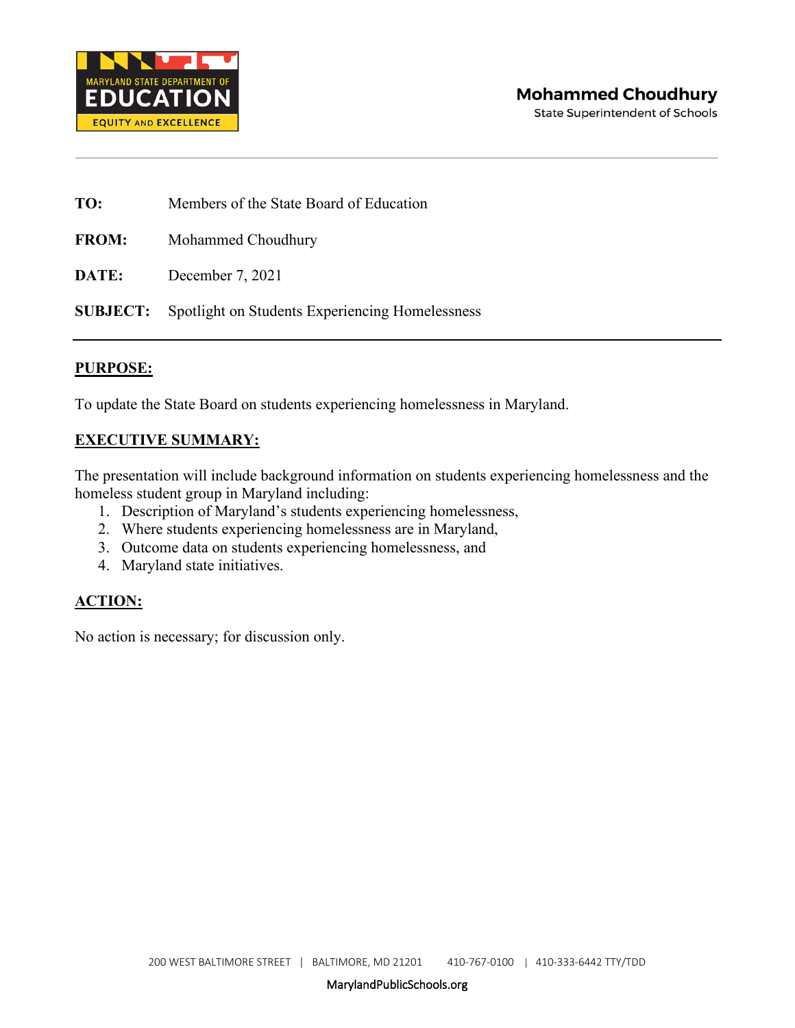MARYLAND STATE DEPARTMENT OF
EDUCATION
EQUITY AND EXCELLENCE

**Mohammed Choudhury**
State Superintendent of Schools

---

**TO:** Members of the State Board of Education

**FROM:** Mohammed Choudhury

**DATE:** December 7, 2021

**SUBJECT:** Spotlight on Students Experiencing Homelessness

---

## PURPOSE:

To update the State Board on students experiencing homelessness in Maryland.

## EXECUTIVE SUMMARY:

The presentation will include background information on students experiencing homelessness and the homeless student group in Maryland including:

1. Description of Maryland's students experiencing homelessness,
2. Where students experiencing homelessness are in Maryland,
3. Outcome data on students experiencing homelessness, and
4. Maryland state initiatives.

## ACTION:

No action is necessary; for discussion only.

200 WEST BALTIMORE STREET | BALTIMORE, MD 21201 410-767-0100 | 410-333-6442 TTY/TDD

MarylandPublicSchools.org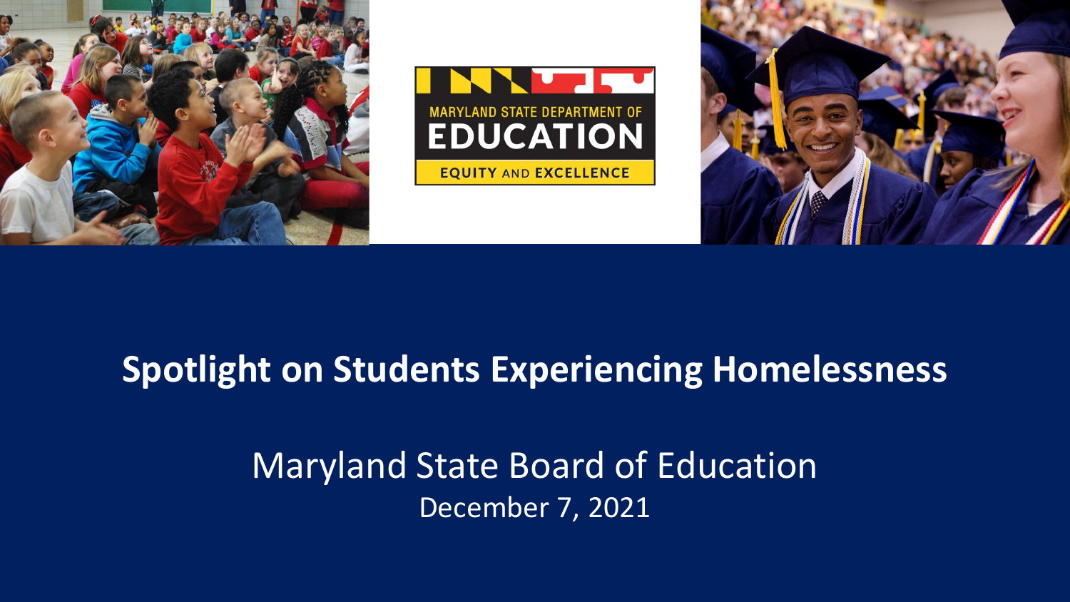# Spotlight on Students Experiencing Homelessness

Maryland State Board of Education

December 7, 2021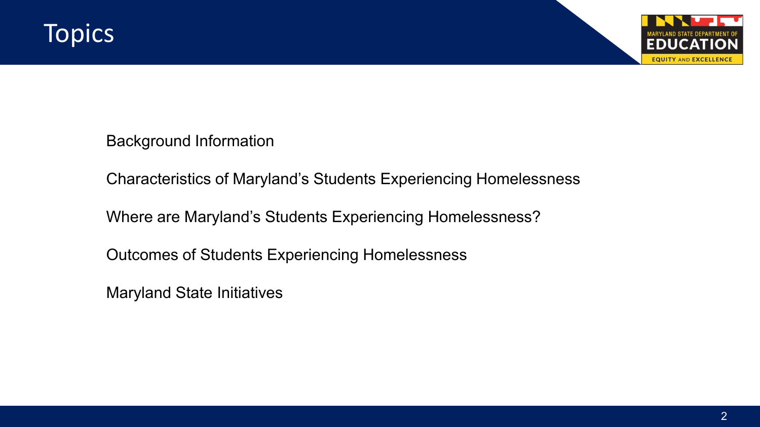# Topics

Background Information

Characteristics of Maryland's Students Experiencing Homelessness

Where are Maryland's Students Experiencing Homelessness?

Outcomes of Students Experiencing Homelessness

Maryland State Initiatives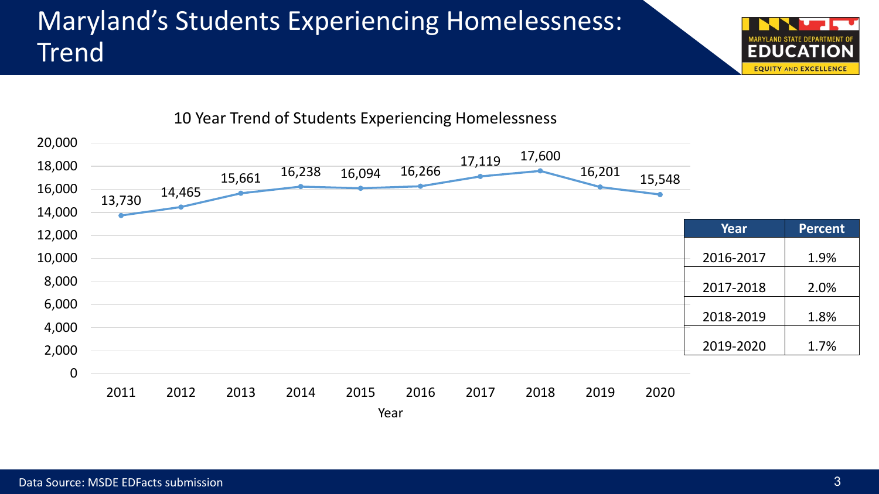# Maryland's Students Experiencing Homelessness: Trend

10 Year Trend of Students Experiencing Homelessness

| Year | Students |
|---|---|
| 2011 | 13,730 |
| 2012 | 14,465 |
| 2013 | 15,661 |
| 2014 | 16,238 |
| 2015 | 16,094 |
| 2016 | 16,266 |
| 2017 | 17,119 |
| 2018 | 17,600 |
| 2019 | 16,201 |
| 2020 | 15,548 |

| Year | Percent |
|---|---|
| 2016-2017 | 1.9% |
| 2017-2018 | 2.0% |
| 2018-2019 | 1.8% |
| 2019-2020 | 1.7% |

Data Source: MSDE EDFacts submission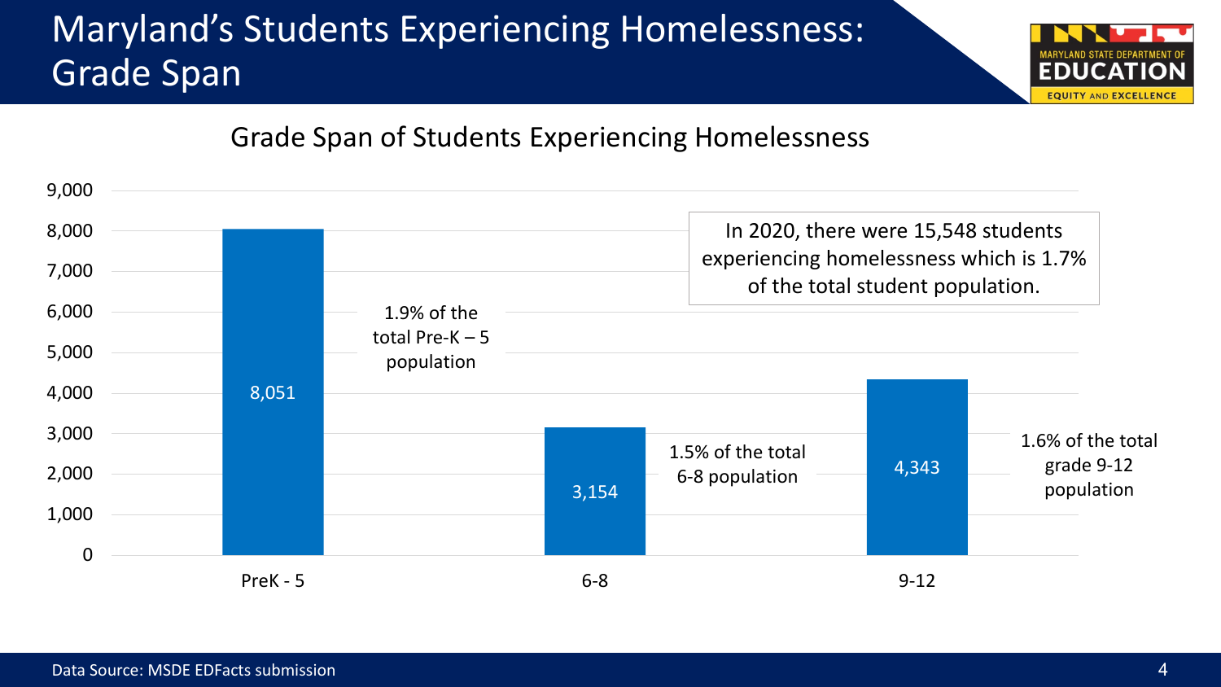# Maryland's Students Experiencing Homelessness: Grade Span

## Grade Span of Students Experiencing Homelessness

| Grade Span | Students | Percent of Population |
|---|---|---|
| PreK - 5 | 8,051 | 1.9% of the total Pre-K – 5 population |
| 6-8 | 3,154 | 1.5% of the total 6-8 population |
| 9-12 | 4,343 | 1.6% of the total grade 9-12 population |

In 2020, there were 15,548 students experiencing homelessness which is 1.7% of the total student population.

Data Source: MSDE EDFacts submission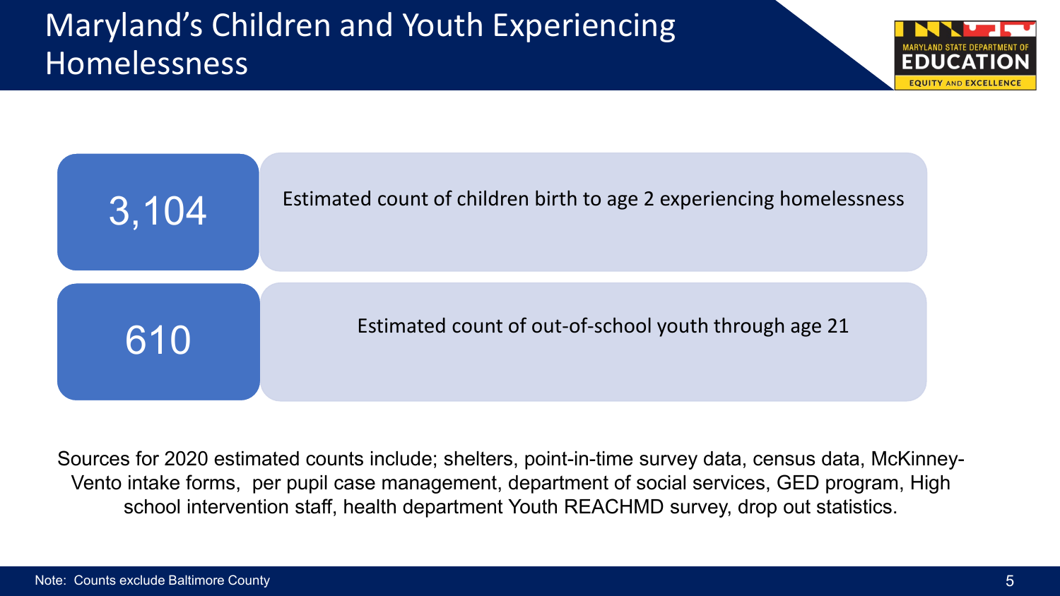# Maryland's Children and Youth Experiencing Homelessness

| | |
|---|---|
| 3,104 | Estimated count of children birth to age 2 experiencing homelessness |
| 610 | Estimated count of out-of-school youth through age 21 |

Sources for 2020 estimated counts include; shelters, point-in-time survey data, census data, McKinney-Vento intake forms, per pupil case management, department of social services, GED program, High school intervention staff, health department Youth REACHMD survey, drop out statistics.

Note: Counts exclude Baltimore County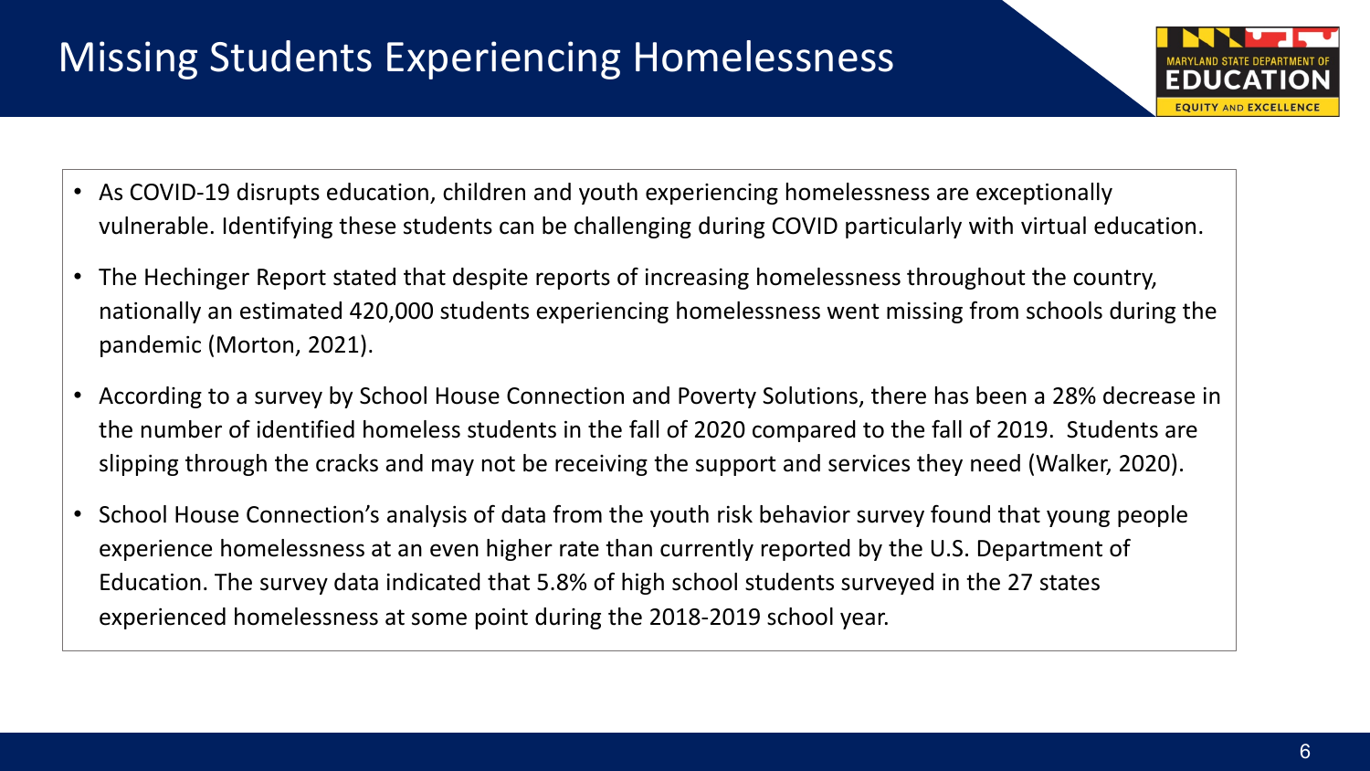# Missing Students Experiencing Homelessness

- As COVID-19 disrupts education, children and youth experiencing homelessness are exceptionally vulnerable. Identifying these students can be challenging during COVID particularly with virtual education.
- The Hechinger Report stated that despite reports of increasing homelessness throughout the country, nationally an estimated 420,000 students experiencing homelessness went missing from schools during the pandemic (Morton, 2021).
- According to a survey by School House Connection and Poverty Solutions, there has been a 28% decrease in the number of identified homeless students in the fall of 2020 compared to the fall of 2019. Students are slipping through the cracks and may not be receiving the support and services they need (Walker, 2020).
- School House Connection's analysis of data from the youth risk behavior survey found that young people experience homelessness at an even higher rate than currently reported by the U.S. Department of Education. The survey data indicated that 5.8% of high school students surveyed in the 27 states experienced homelessness at some point during the 2018-2019 school year.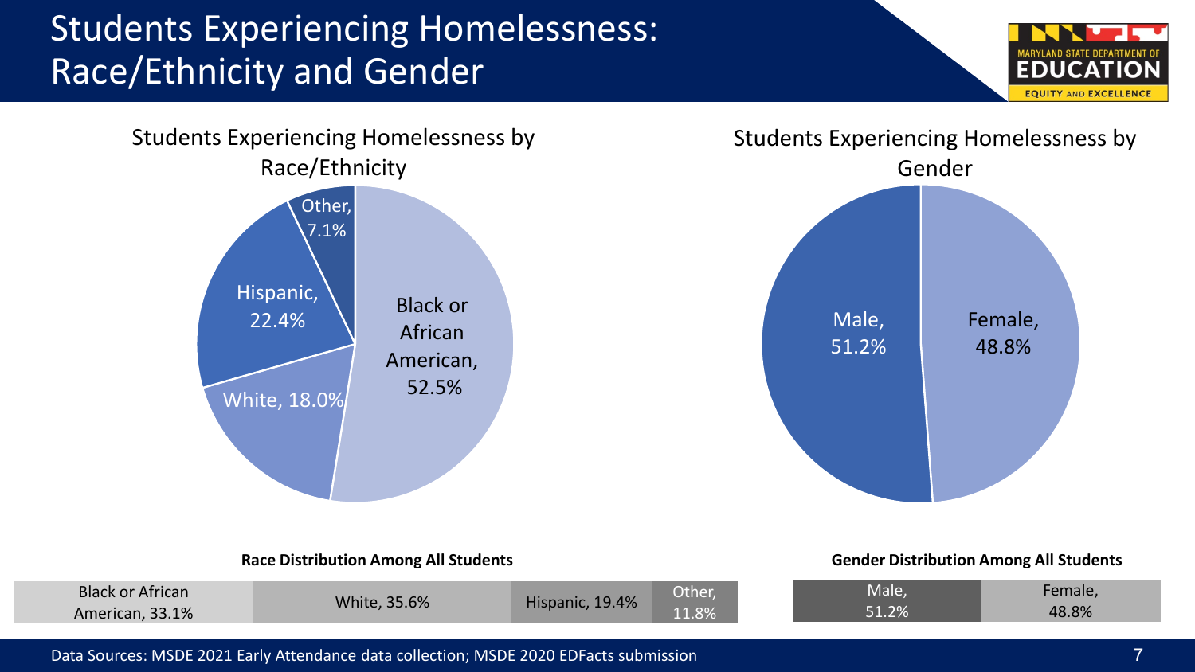# Students Experiencing Homelessness: Race/Ethnicity and Gender

### Students Experiencing Homelessness by Race/Ethnicity

| Race/Ethnicity | Percent |
|---|---|
| Black or African American | 52.5% |
| Hispanic | 22.4% |
| White | 18.0% |
| Other | 7.1% |

### Students Experiencing Homelessness by Gender

| Gender | Percent |
|---|---|
| Male | 51.2% |
| Female | 48.8% |

**Race Distribution Among All Students**

| Black or African American | White | Hispanic | Other |
|---|---|---|---|
| 33.1% | 35.6% | 19.4% | 11.8% |

**Gender Distribution Among All Students**

| Male | Female |
|---|---|
| 51.2% | 48.8% |

Data Sources: MSDE 2021 Early Attendance data collection; MSDE 2020 EDFacts submission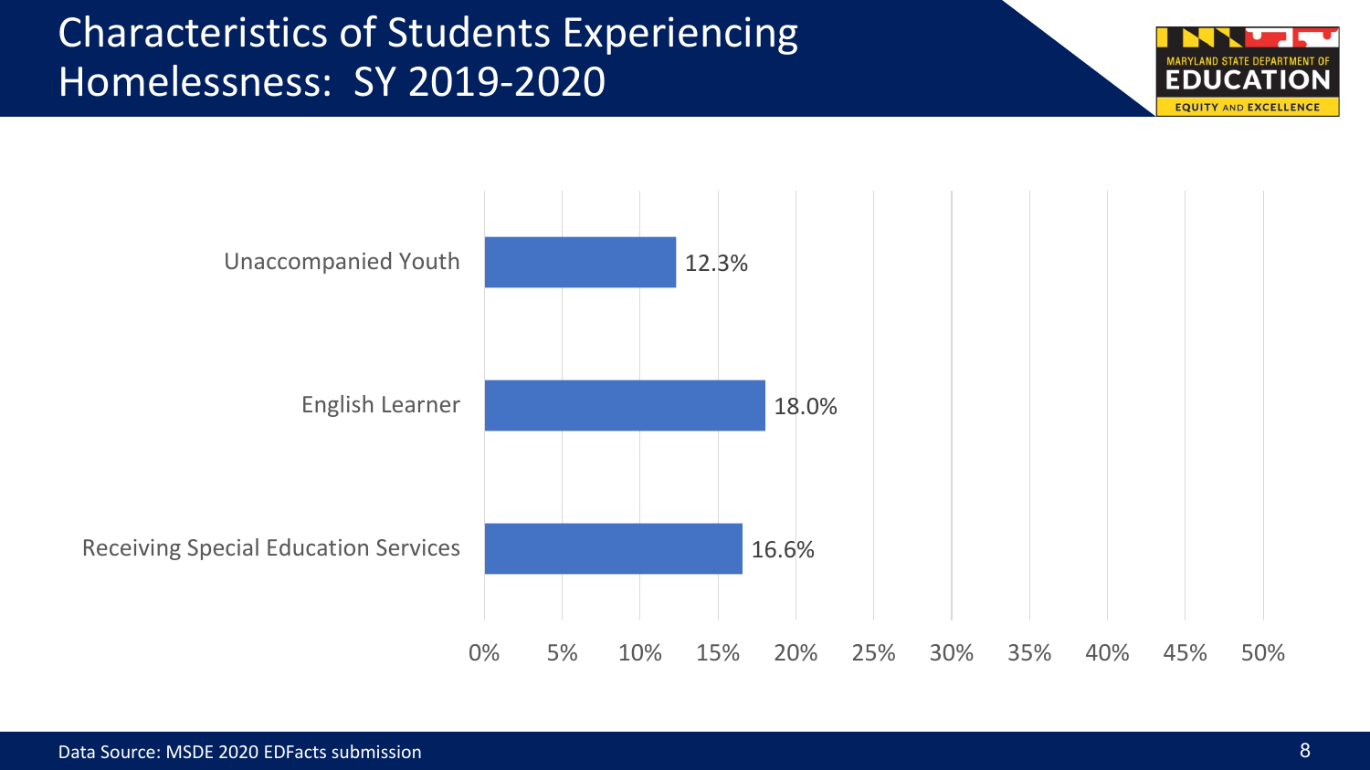# Characteristics of Students Experiencing Homelessness: SY 2019-2020

| Characteristic | Percent |
| --- | --- |
| Unaccompanied Youth | 12.3% |
| English Learner | 18.0% |
| Receiving Special Education Services | 16.6% |

Data Source: MSDE 2020 EDFacts submission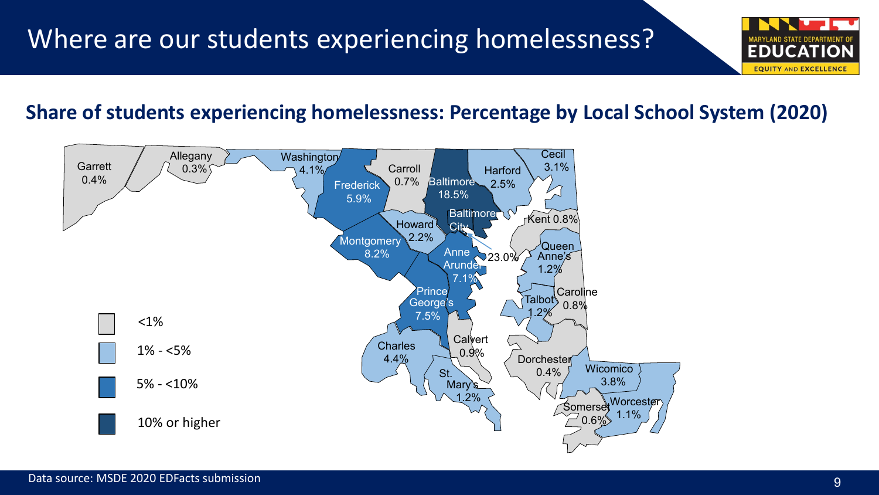# Where are our students experiencing homelessness?

## Share of students experiencing homelessness: Percentage by Local School System (2020)

| Local School System | Percentage |
| --- | --- |
| Garrett | 0.4% |
| Allegany | 0.3% |
| Washington | 4.1% |
| Frederick | 5.9% |
| Carroll | 0.7% |
| Baltimore | 18.5% |
| Harford | 2.5% |
| Cecil | 3.1% |
| Baltimore City | 23.0% |
| Kent | 0.8% |
| Howard | 2.2% |
| Montgomery | 8.2% |
| Anne Arundel | 7.1% |
| Queen Anne's | 1.2% |
| Prince George's | 7.5% |
| Talbot | 1.2% |
| Caroline | 0.8% |
| Charles | 4.4% |
| Calvert | 0.9% |
| St. Mary's | 1.2% |
| Dorchester | 0.4% |
| Wicomico | 3.8% |
| Somerset | 0.6% |
| Worcester | 1.1% |

Legend: <1%; 1% - <5%; 5% - <10%; 10% or higher

Data source: MSDE 2020 EDFacts submission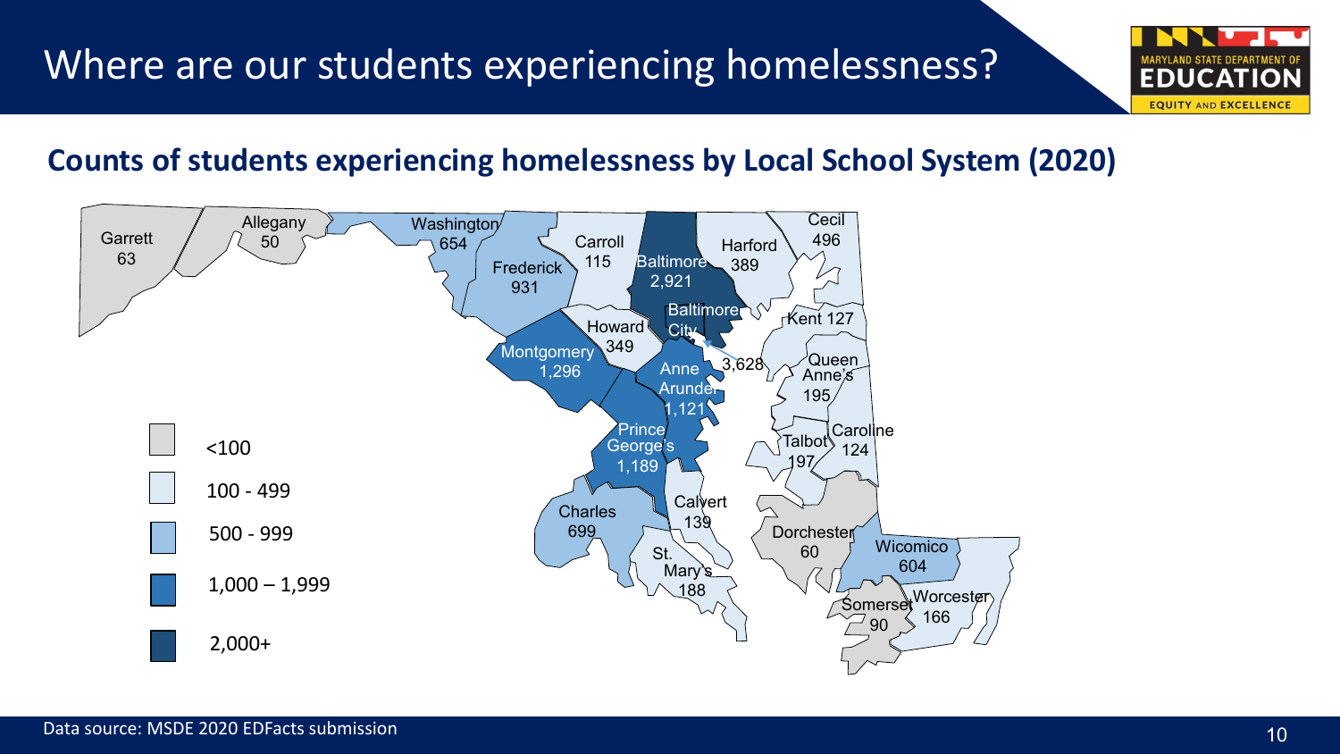# Where are our students experiencing homelessness?

## Counts of students experiencing homelessness by Local School System (2020)

| Local School System | Count |
| --- | --- |
| Garrett | 63 |
| Allegany | 50 |
| Washington | 654 |
| Frederick | 931 |
| Carroll | 115 |
| Baltimore | 2,921 |
| Harford | 389 |
| Cecil | 496 |
| Baltimore City | 3,628 |
| Howard | 349 |
| Montgomery | 1,296 |
| Anne Arundel | 1,121 |
| Kent | 127 |
| Queen Anne's | 195 |
| Prince George's | 1,189 |
| Talbot | 197 |
| Caroline | 124 |
| Calvert | 139 |
| Charles | 699 |
| St. Mary's | 188 |
| Dorchester | 60 |
| Wicomico | 604 |
| Somerset | 90 |
| Worcester | 166 |

Legend:
- <100
- 100 - 499
- 500 - 999
- 1,000 – 1,999
- 2,000+

Data source: MSDE 2020 EDFacts submission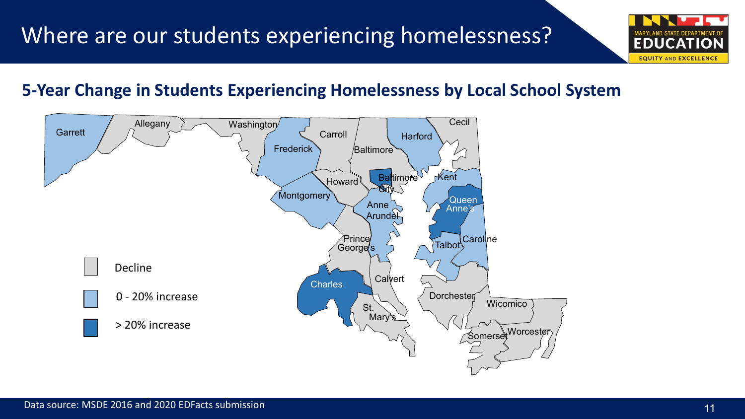# Where are our students experiencing homelessness?

## 5-Year Change in Students Experiencing Homelessness by Local School System

Garrett, Allegany, Washington, Frederick, Carroll, Baltimore, Harford, Cecil, Howard, Baltimore City, Kent, Montgomery, Anne Arundel, Queen Anne's, Prince George's, Talbot, Caroline, Charles, Calvert, Dorchester, Wicomico, St. Mary's, Somerset, Worcester

- Decline
- 0 - 20% increase
- > 20% increase

Data source: MSDE 2016 and 2020 EDFacts submission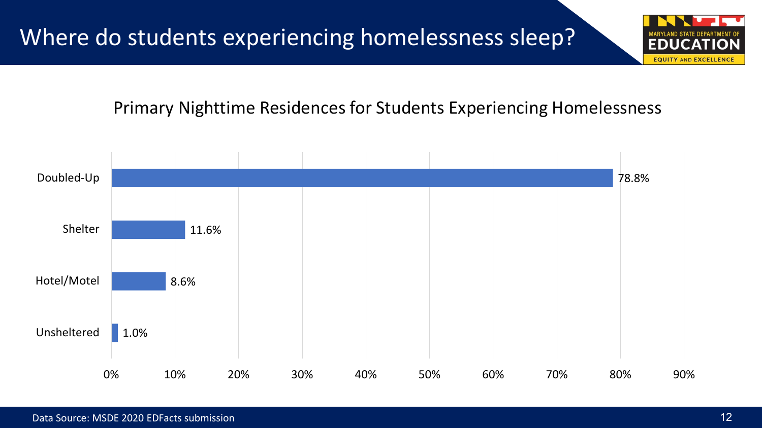# Where do students experiencing homelessness sleep?

## Primary Nighttime Residences for Students Experiencing Homelessness

| Residence | Percent |
| --- | --- |
| Doubled-Up | 78.8% |
| Shelter | 11.6% |
| Hotel/Motel | 8.6% |
| Unsheltered | 1.0% |

Data Source: MSDE 2020 EDFacts submission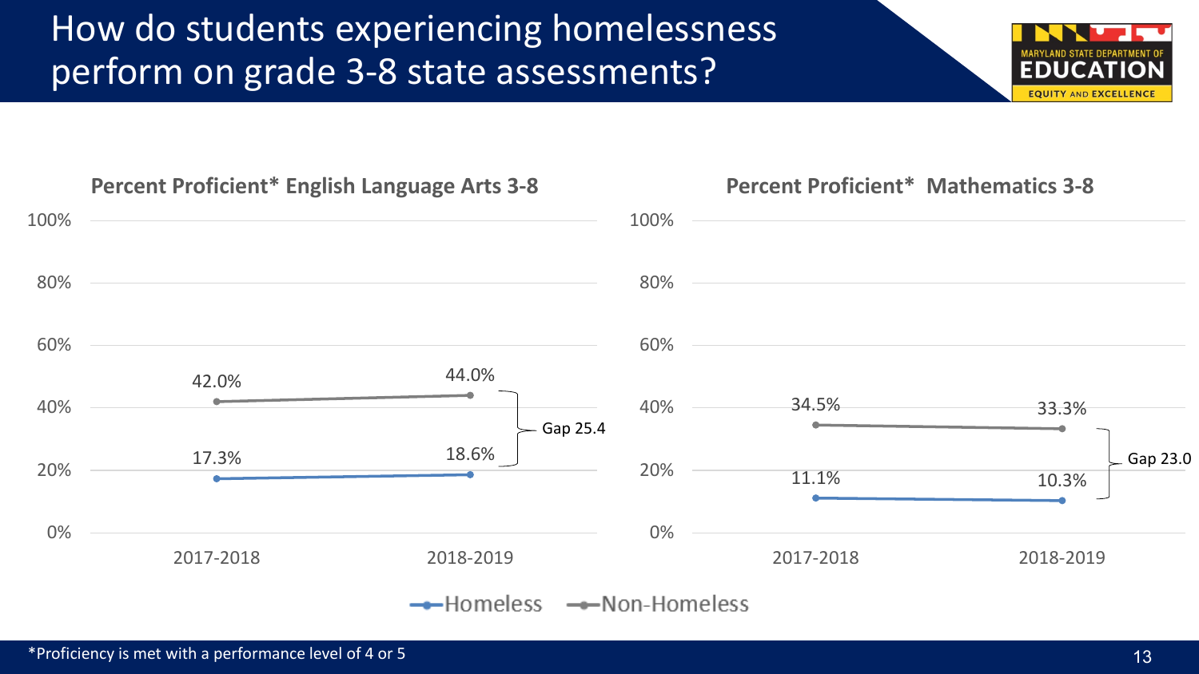# How do students experiencing homelessness perform on grade 3-8 state assessments?

**Percent Proficient* English Language Arts 3-8**

| | 2017-2018 | 2018-2019 |
|---|---|---|
| Homeless | 17.3% | 18.6% |
| Non-Homeless | 42.0% | 44.0% |

Gap 25.4

**Percent Proficient* Mathematics 3-8**

| | 2017-2018 | 2018-2019 |
|---|---|---|
| Homeless | 11.1% | 10.3% |
| Non-Homeless | 34.5% | 33.3% |

Gap 23.0

*Proficiency is met with a performance level of 4 or 5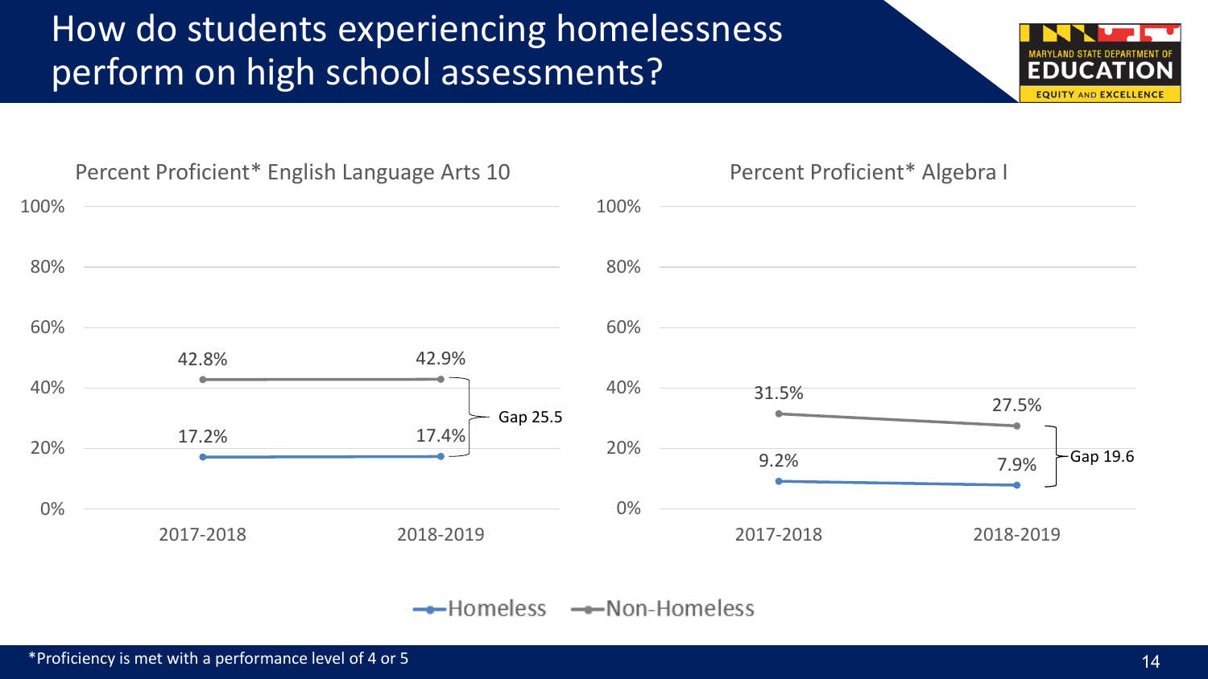# How do students experiencing homelessness perform on high school assessments?

## Percent Proficient* English Language Arts 10

| | 2017-2018 | 2018-2019 |
|---|---|---|
| Homeless | 17.2% | 17.4% |
| Non-Homeless | 42.8% | 42.9% |

Gap 25.5

## Percent Proficient* Algebra I

| | 2017-2018 | 2018-2019 |
|---|---|---|
| Homeless | 9.2% | 7.9% |
| Non-Homeless | 31.5% | 27.5% |

Gap 19.6

*Proficiency is met with a performance level of 4 or 5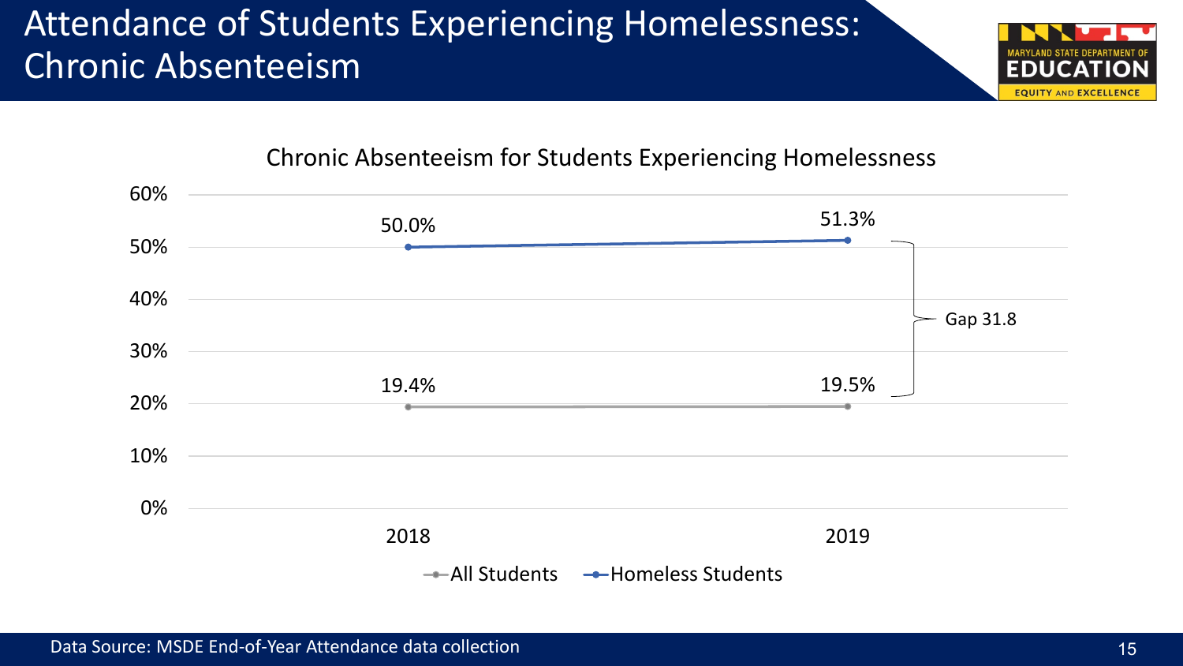# Attendance of Students Experiencing Homelessness: Chronic Absenteeism

## Chronic Absenteeism for Students Experiencing Homelessness

| | 2018 | 2019 |
|---|---|---|
| All Students | 19.4% | 19.5% |
| Homeless Students | 50.0% | 51.3% |

Gap 31.8

Data Source: MSDE End-of-Year Attendance data collection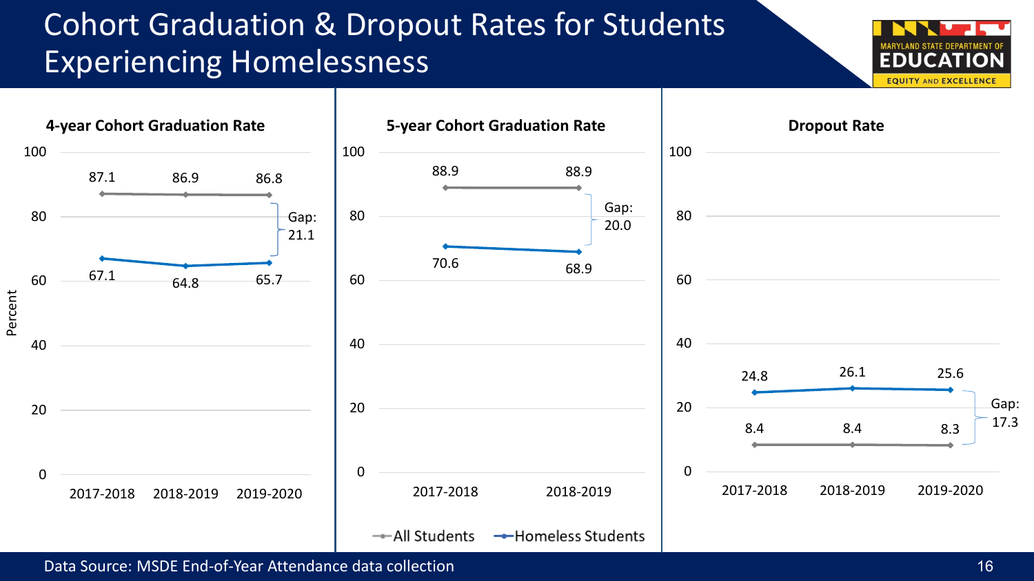# Cohort Graduation & Dropout Rates for Students Experiencing Homelessness

### 4-year Cohort Graduation Rate

| Group | 2017-2018 | 2018-2019 | 2019-2020 |
| --- | --- | --- | --- |
| All Students | 87.1 | 86.9 | 86.8 |
| Homeless Students | 67.1 | 64.8 | 65.7 |

Gap: 21.1

### 5-year Cohort Graduation Rate

| Group | 2017-2018 | 2018-2019 |
| --- | --- | --- |
| All Students | 88.9 | 88.9 |
| Homeless Students | 70.6 | 68.9 |

Gap: 20.0

### Dropout Rate

| Group | 2017-2018 | 2018-2019 | 2019-2020 |
| --- | --- | --- | --- |
| All Students | 8.4 | 8.4 | 8.3 |
| Homeless Students | 24.8 | 26.1 | 25.6 |

Gap: 17.3

Data Source: MSDE End-of-Year Attendance data collection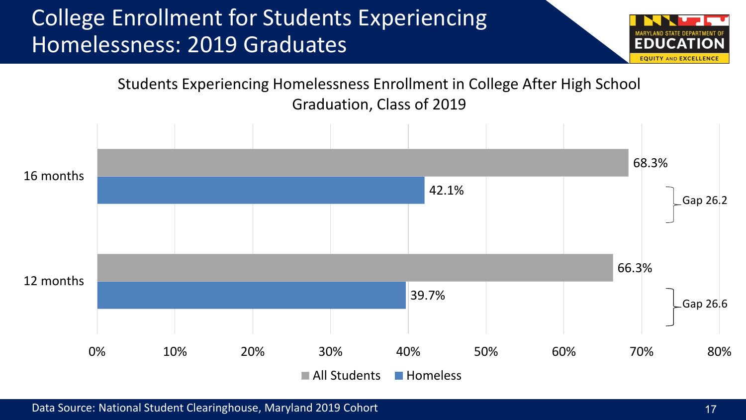# College Enrollment for Students Experiencing Homelessness: 2019 Graduates

## Students Experiencing Homelessness Enrollment in College After High School Graduation, Class of 2019

| | All Students | Homeless | Gap |
|---|---|---|---|
| 16 months | 68.3% | 42.1% | Gap 26.2 |
| 12 months | 66.3% | 39.7% | Gap 26.6 |

Data Source: National Student Clearinghouse, Maryland 2019 Cohort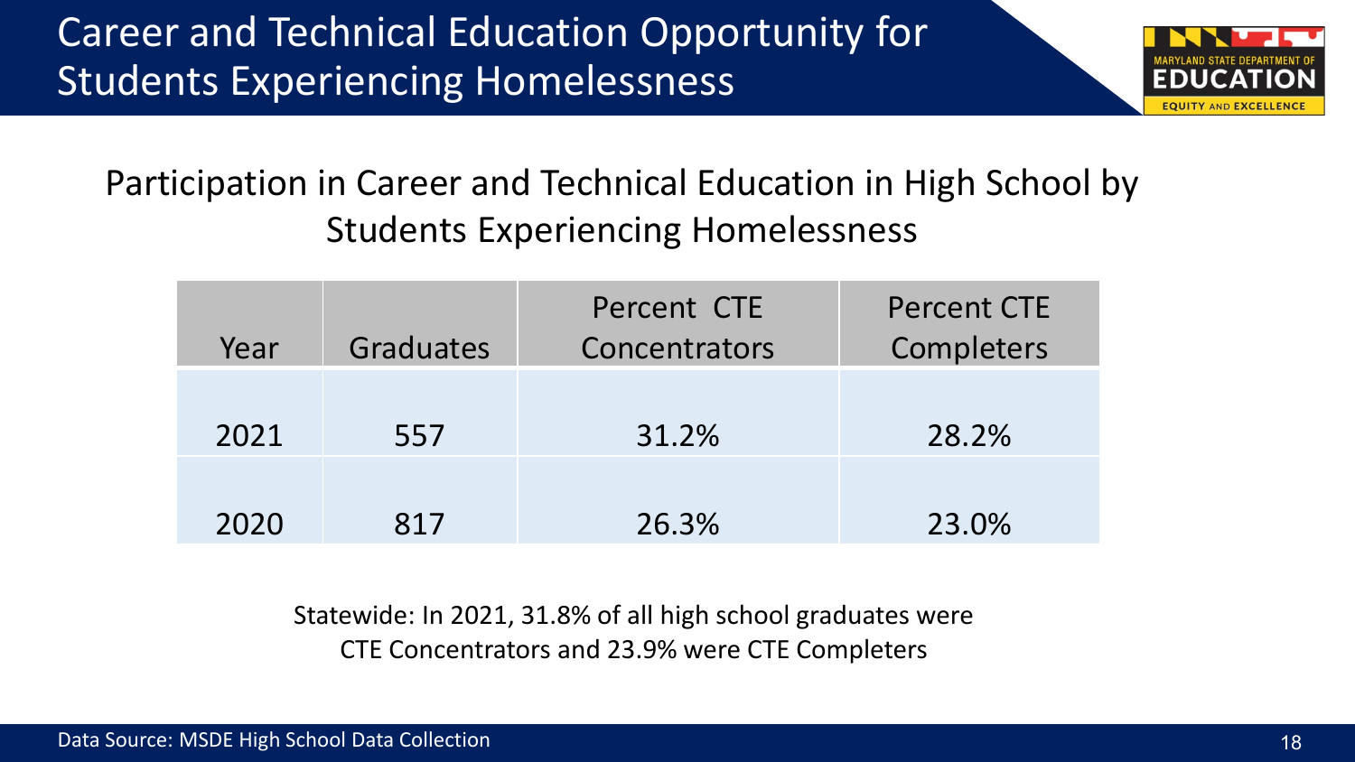# Career and Technical Education Opportunity for Students Experiencing Homelessness

## Participation in Career and Technical Education in High School by Students Experiencing Homelessness

| Year | Graduates | Percent CTE Concentrators | Percent CTE Completers |
|---|---|---|---|
| 2021 | 557 | 31.2% | 28.2% |
| 2020 | 817 | 26.3% | 23.0% |

Statewide: In 2021, 31.8% of all high school graduates were CTE Concentrators and 23.9% were CTE Completers

Data Source: MSDE High School Data Collection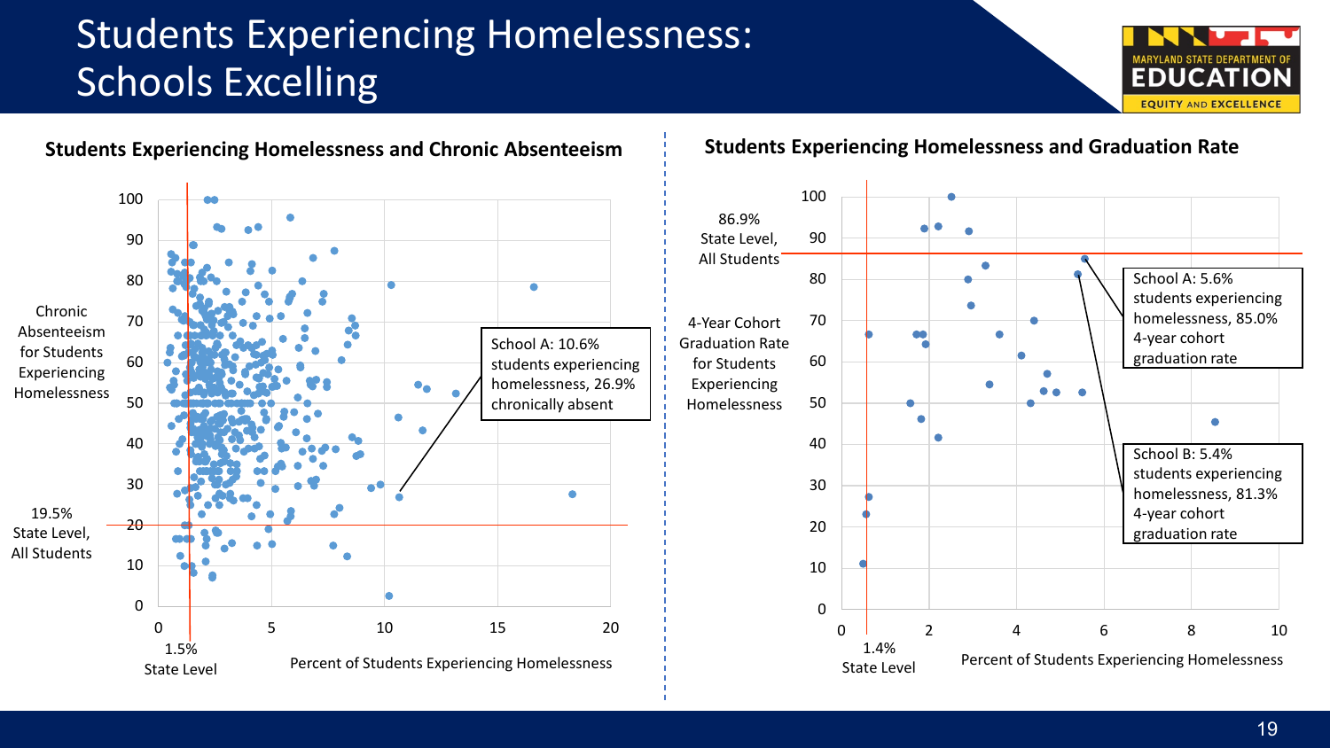# Students Experiencing Homelessness: Schools Excelling

### Students Experiencing Homelessness and Chronic Absenteeism

Chronic Absenteeism for Students Experiencing Homelessness

19.5% State Level, All Students

1.5% State Level

Percent of Students Experiencing Homelessness

School A: 10.6% students experiencing homelessness, 26.9% chronically absent

### Students Experiencing Homelessness and Graduation Rate

86.9% State Level, All Students

4-Year Cohort Graduation Rate for Students Experiencing Homelessness

1.4% State Level

Percent of Students Experiencing Homelessness

School A: 5.6% students experiencing homelessness, 85.0% 4-year cohort graduation rate

School B: 5.4% students experiencing homelessness, 81.3% 4-year cohort graduation rate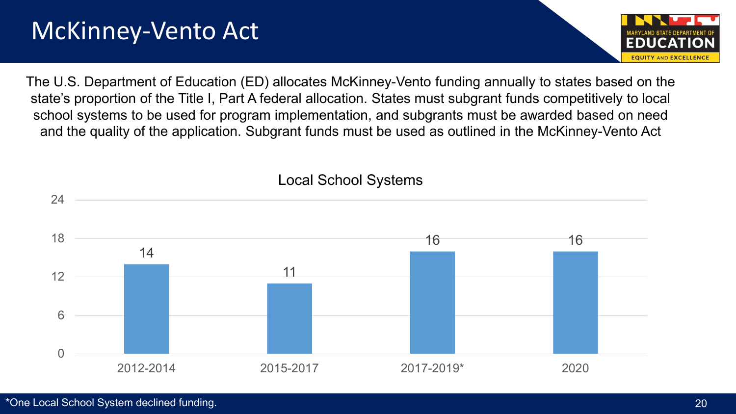# McKinney-Vento Act

The U.S. Department of Education (ED) allocates McKinney-Vento funding annually to states based on the state's proportion of the Title I, Part A federal allocation. States must subgrant funds competitively to local school systems to be used for program implementation, and subgrants must be awarded based on need and the quality of the application. Subgrant funds must be used as outlined in the McKinney-Vento Act

**Local School Systems**

| Period | Local School Systems |
| --- | --- |
| 2012-2014 | 14 |
| 2015-2017 | 11 |
| 2017-2019* | 16 |
| 2020 | 16 |

*One Local School System declined funding.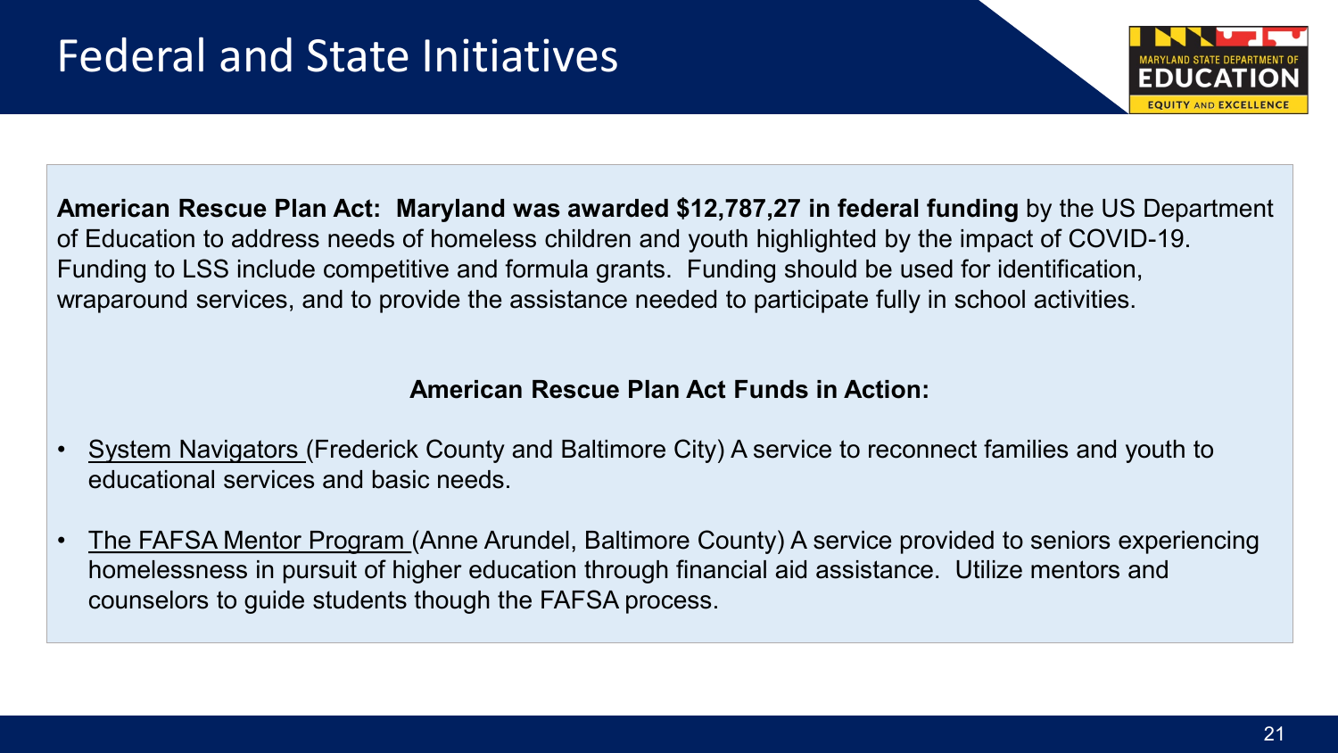# Federal and State Initiatives

**American Rescue Plan Act: Maryland was awarded $12,787,27 in federal funding** by the US Department of Education to address needs of homeless children and youth highlighted by the impact of COVID-19. Funding to LSS include competitive and formula grants. Funding should be used for identification, wraparound services, and to provide the assistance needed to participate fully in school activities.

**American Rescue Plan Act Funds in Action:**

- System Navigators (Frederick County and Baltimore City) A service to reconnect families and youth to educational services and basic needs.
- The FAFSA Mentor Program (Anne Arundel, Baltimore County) A service provided to seniors experiencing homelessness in pursuit of higher education through financial aid assistance. Utilize mentors and counselors to guide students though the FAFSA process.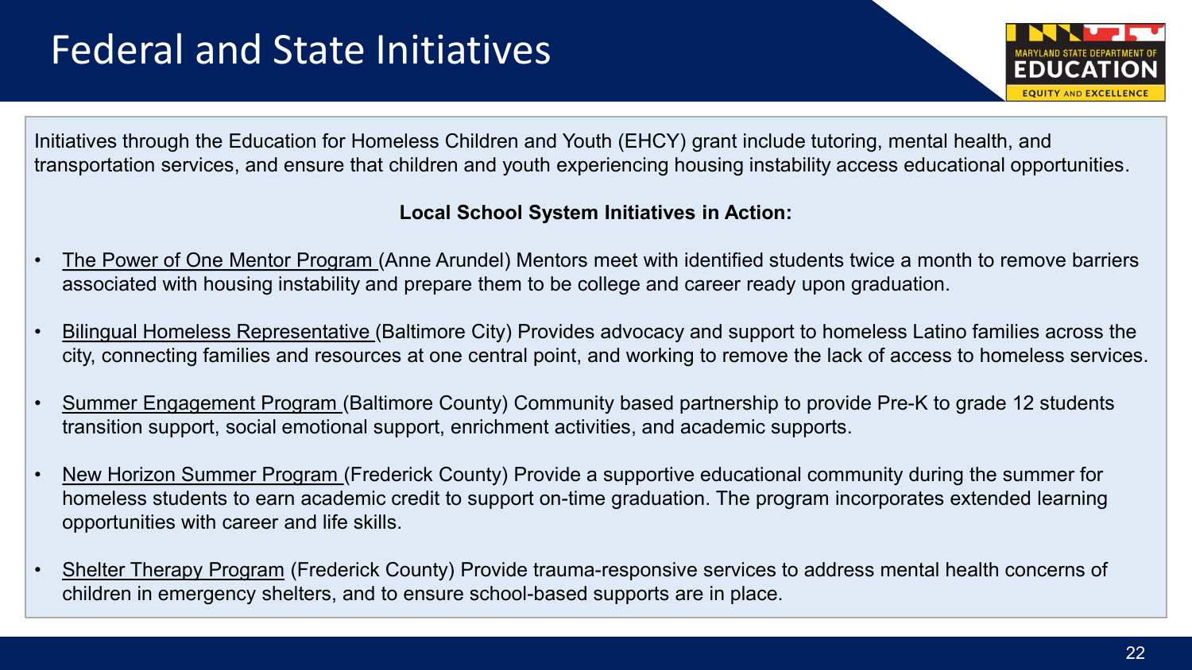# Federal and State Initiatives

Initiatives through the Education for Homeless Children and Youth (EHCY) grant include tutoring, mental health, and transportation services, and ensure that children and youth experiencing housing instability access educational opportunities.

**Local School System Initiatives in Action:**

- The Power of One Mentor Program (Anne Arundel) Mentors meet with identified students twice a month to remove barriers associated with housing instability and prepare them to be college and career ready upon graduation.
- Bilingual Homeless Representative (Baltimore City) Provides advocacy and support to homeless Latino families across the city, connecting families and resources at one central point, and working to remove the lack of access to homeless services.
- Summer Engagement Program (Baltimore County) Community based partnership to provide Pre-K to grade 12 students transition support, social emotional support, enrichment activities, and academic supports.
- New Horizon Summer Program (Frederick County) Provide a supportive educational community during the summer for homeless students to earn academic credit to support on-time graduation. The program incorporates extended learning opportunities with career and life skills.
- Shelter Therapy Program (Frederick County) Provide trauma-responsive services to address mental health concerns of children in emergency shelters, and to ensure school-based supports are in place.